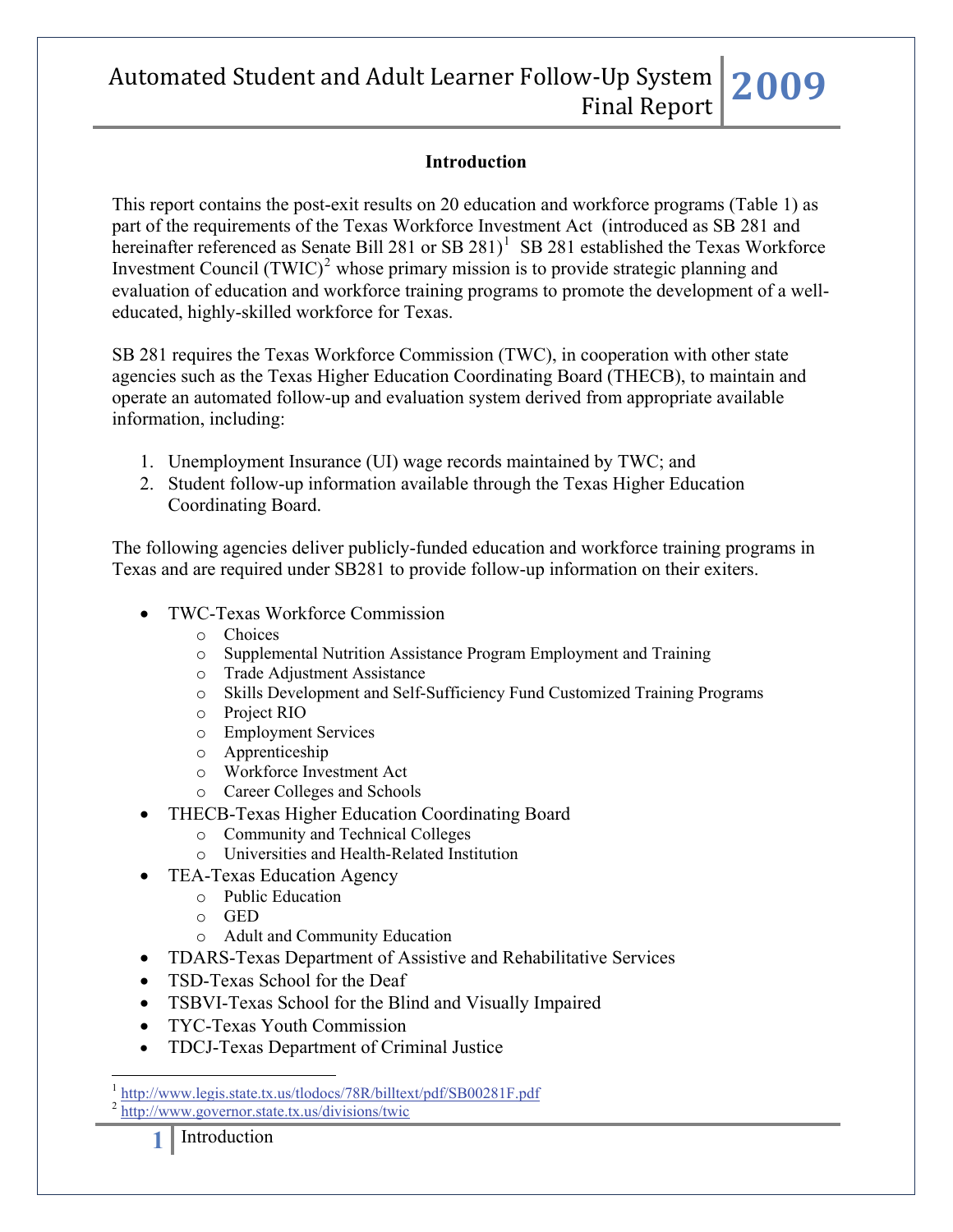## Introduction

This report contains the post-exit results on 20 education and workforce programs (Table 1) as part of the requirements of the Texas Workforce Investment Act (introduced as SB 281 and hereinafter referenced as Senate Bill 281 or SB 281)[1] SB 281 established the Texas Workforce Investment Council (TWIC)[2] whose primary mission is to provide strategic planning and evaluation of education and workforce training programs to promote the development of a well-educated, highly-skilled workforce for Texas.

SB 281 requires the Texas Workforce Commission (TWC), in cooperation with other state agencies such as the Texas Higher Education Coordinating Board (THECB), to maintain and operate an automated follow-up and evaluation system derived from appropriate available information, including:

1. Unemployment Insurance (UI) wage records maintained by TWC; and
2. Student follow-up information available through the Texas Higher Education Coordinating Board.

The following agencies deliver publicly-funded education and workforce training programs in Texas and are required under SB281 to provide follow-up information on their exiters.

- TWC-Texas Workforce Commission
  - Choices
  - Supplemental Nutrition Assistance Program Employment and Training
  - Trade Adjustment Assistance
  - Skills Development and Self-Sufficiency Fund Customized Training Programs
  - Project RIO
  - Employment Services
  - Apprenticeship
  - Workforce Investment Act
  - Career Colleges and Schools
- THECB-Texas Higher Education Coordinating Board
  - Community and Technical Colleges
  - Universities and Health-Related Institution
- TEA-Texas Education Agency
  - Public Education
  - GED
  - Adult and Community Education
- TDARS-Texas Department of Assistive and Rehabilitative Services
- TSD-Texas School for the Deaf
- TSBVI-Texas School for the Blind and Visually Impaired
- TYC-Texas Youth Commission
- TDCJ-Texas Department of Criminal Justice

[1] http://www.legis.state.tx.us/tlodocs/78R/billtext/pdf/SB00281F.pdf
[2] http://www.governor.state.tx.us/divisions/twic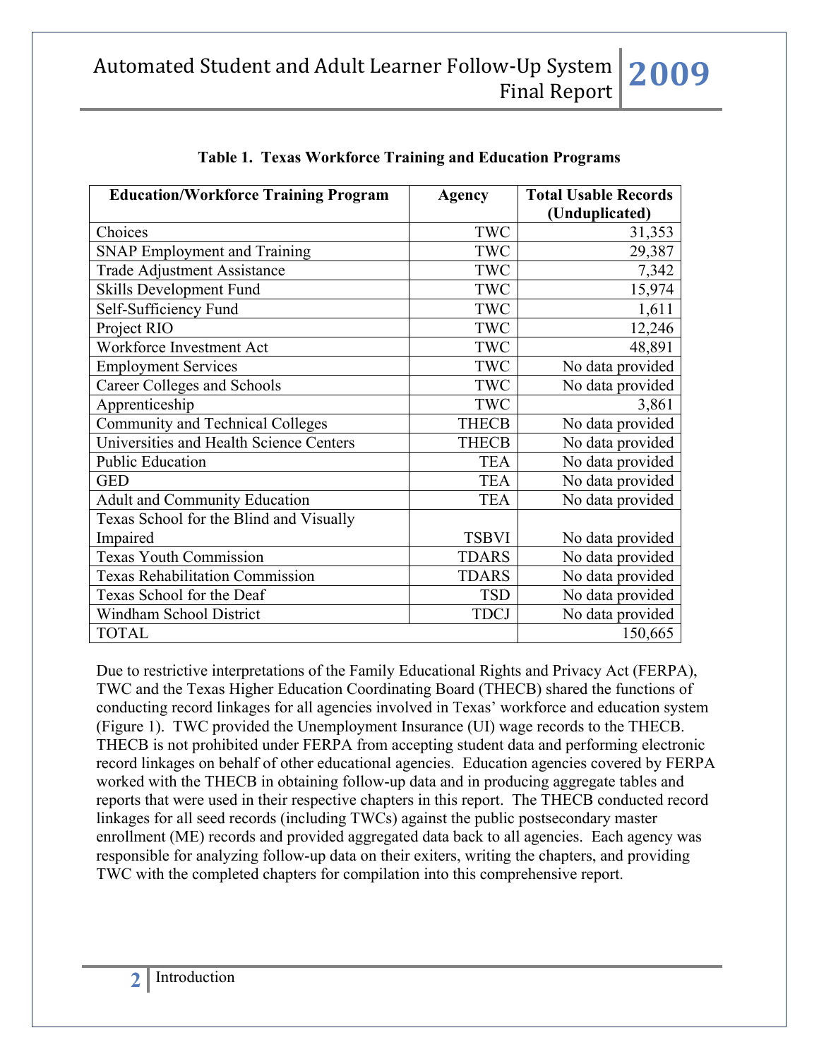**Table 1. Texas Workforce Training and Education Programs**

| Education/Workforce Training Program | Agency | Total Usable Records (Unduplicated) |
|---|---|---|
| Choices | TWC | 31,353 |
| SNAP Employment and Training | TWC | 29,387 |
| Trade Adjustment Assistance | TWC | 7,342 |
| Skills Development Fund | TWC | 15,974 |
| Self-Sufficiency Fund | TWC | 1,611 |
| Project RIO | TWC | 12,246 |
| Workforce Investment Act | TWC | 48,891 |
| Employment Services | TWC | No data provided |
| Career Colleges and Schools | TWC | No data provided |
| Apprenticeship | TWC | 3,861 |
| Community and Technical Colleges | THECB | No data provided |
| Universities and Health Science Centers | THECB | No data provided |
| Public Education | TEA | No data provided |
| GED | TEA | No data provided |
| Adult and Community Education | TEA | No data provided |
| Texas School for the Blind and Visually Impaired | TSBVI | No data provided |
| Texas Youth Commission | TDARS | No data provided |
| Texas Rehabilitation Commission | TDARS | No data provided |
| Texas School for the Deaf | TSD | No data provided |
| Windham School District | TDCJ | No data provided |
| TOTAL | | 150,665 |

Due to restrictive interpretations of the Family Educational Rights and Privacy Act (FERPA), TWC and the Texas Higher Education Coordinating Board (THECB) shared the functions of conducting record linkages for all agencies involved in Texas' workforce and education system (Figure 1). TWC provided the Unemployment Insurance (UI) wage records to the THECB. THECB is not prohibited under FERPA from accepting student data and performing electronic record linkages on behalf of other educational agencies. Education agencies covered by FERPA worked with the THECB in obtaining follow-up data and in producing aggregate tables and reports that were used in their respective chapters in this report. The THECB conducted record linkages for all seed records (including TWCs) against the public postsecondary master enrollment (ME) records and provided aggregated data back to all agencies. Each agency was responsible for analyzing follow-up data on their exiters, writing the chapters, and providing TWC with the completed chapters for compilation into this comprehensive report.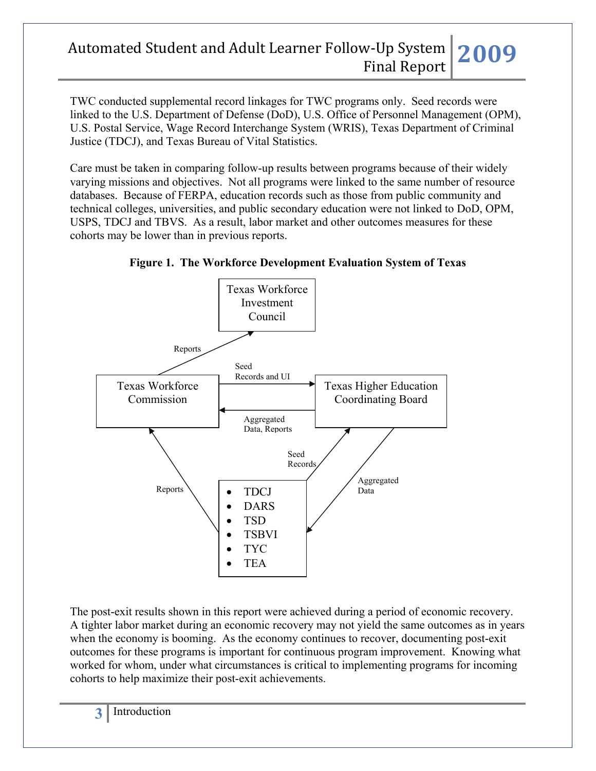TWC conducted supplemental record linkages for TWC programs only. Seed records were linked to the U.S. Department of Defense (DoD), U.S. Office of Personnel Management (OPM), U.S. Postal Service, Wage Record Interchange System (WRIS), Texas Department of Criminal Justice (TDCJ), and Texas Bureau of Vital Statistics.

Care must be taken in comparing follow-up results between programs because of their widely varying missions and objectives. Not all programs were linked to the same number of resource databases. Because of FERPA, education records such as those from public community and technical colleges, universities, and public secondary education were not linked to DoD, OPM, USPS, TDCJ and TBVS. As a result, labor market and other outcomes measures for these cohorts may be lower than in previous reports.

**Figure 1. The Workforce Development Evaluation System of Texas**

Texas Workforce Investment Council

Reports

Seed Records and UI

Texas Workforce Commission

Texas Higher Education Coordinating Board

Aggregated Data, Reports

Seed Records

Reports

Aggregated Data

- TDCJ
- DARS
- TSD
- TSBVI
- TYC
- TEA

The post-exit results shown in this report were achieved during a period of economic recovery. A tighter labor market during an economic recovery may not yield the same outcomes as in years when the economy is booming. As the economy continues to recover, documenting post-exit outcomes for these programs is important for continuous program improvement. Knowing what worked for whom, under what circumstances is critical to implementing programs for incoming cohorts to help maximize their post-exit achievements.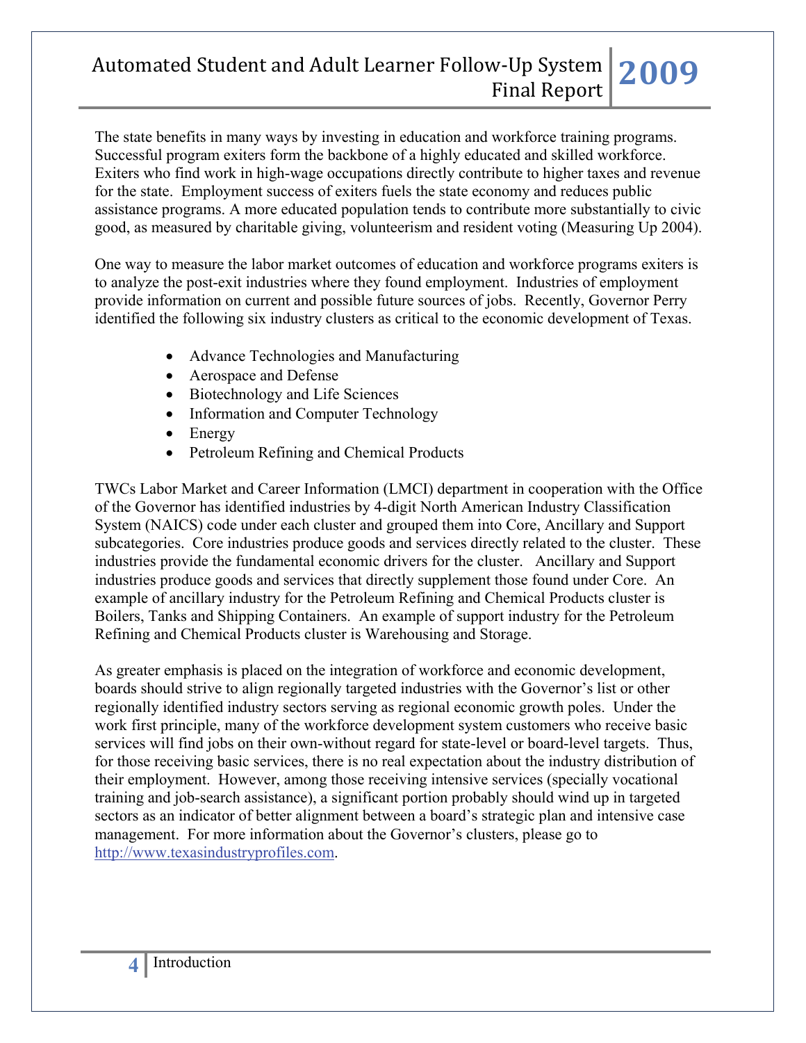The state benefits in many ways by investing in education and workforce training programs. Successful program exiters form the backbone of a highly educated and skilled workforce. Exiters who find work in high-wage occupations directly contribute to higher taxes and revenue for the state. Employment success of exiters fuels the state economy and reduces public assistance programs. A more educated population tends to contribute more substantially to civic good, as measured by charitable giving, volunteerism and resident voting (Measuring Up 2004).

One way to measure the labor market outcomes of education and workforce programs exiters is to analyze the post-exit industries where they found employment. Industries of employment provide information on current and possible future sources of jobs. Recently, Governor Perry identified the following six industry clusters as critical to the economic development of Texas.

- Advance Technologies and Manufacturing
- Aerospace and Defense
- Biotechnology and Life Sciences
- Information and Computer Technology
- Energy
- Petroleum Refining and Chemical Products

TWCs Labor Market and Career Information (LMCI) department in cooperation with the Office of the Governor has identified industries by 4-digit North American Industry Classification System (NAICS) code under each cluster and grouped them into Core, Ancillary and Support subcategories. Core industries produce goods and services directly related to the cluster. These industries provide the fundamental economic drivers for the cluster. Ancillary and Support industries produce goods and services that directly supplement those found under Core. An example of ancillary industry for the Petroleum Refining and Chemical Products cluster is Boilers, Tanks and Shipping Containers. An example of support industry for the Petroleum Refining and Chemical Products cluster is Warehousing and Storage.

As greater emphasis is placed on the integration of workforce and economic development, boards should strive to align regionally targeted industries with the Governor's list or other regionally identified industry sectors serving as regional economic growth poles. Under the work first principle, many of the workforce development system customers who receive basic services will find jobs on their own-without regard for state-level or board-level targets. Thus, for those receiving basic services, there is no real expectation about the industry distribution of their employment. However, among those receiving intensive services (specially vocational training and job-search assistance), a significant portion probably should wind up in targeted sectors as an indicator of better alignment between a board's strategic plan and intensive case management. For more information about the Governor's clusters, please go to [http://www.texasindustryprofiles.com](http://www.texasindustryprofiles.com).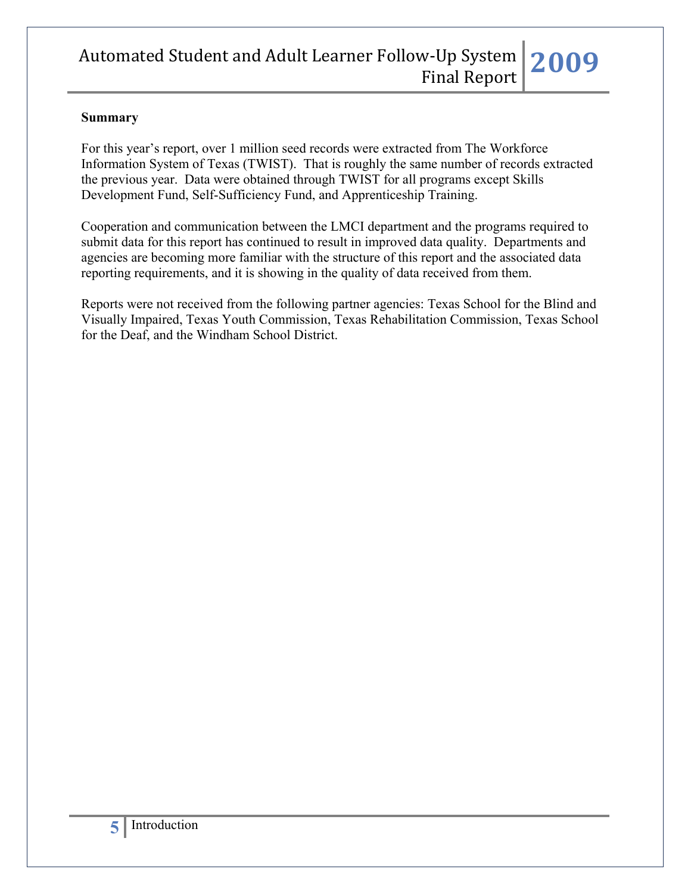**Summary**

For this year's report, over 1 million seed records were extracted from The Workforce Information System of Texas (TWIST). That is roughly the same number of records extracted the previous year. Data were obtained through TWIST for all programs except Skills Development Fund, Self-Sufficiency Fund, and Apprenticeship Training.

Cooperation and communication between the LMCI department and the programs required to submit data for this report has continued to result in improved data quality. Departments and agencies are becoming more familiar with the structure of this report and the associated data reporting requirements, and it is showing in the quality of data received from them.

Reports were not received from the following partner agencies: Texas School for the Blind and Visually Impaired, Texas Youth Commission, Texas Rehabilitation Commission, Texas School for the Deaf, and the Windham School District.